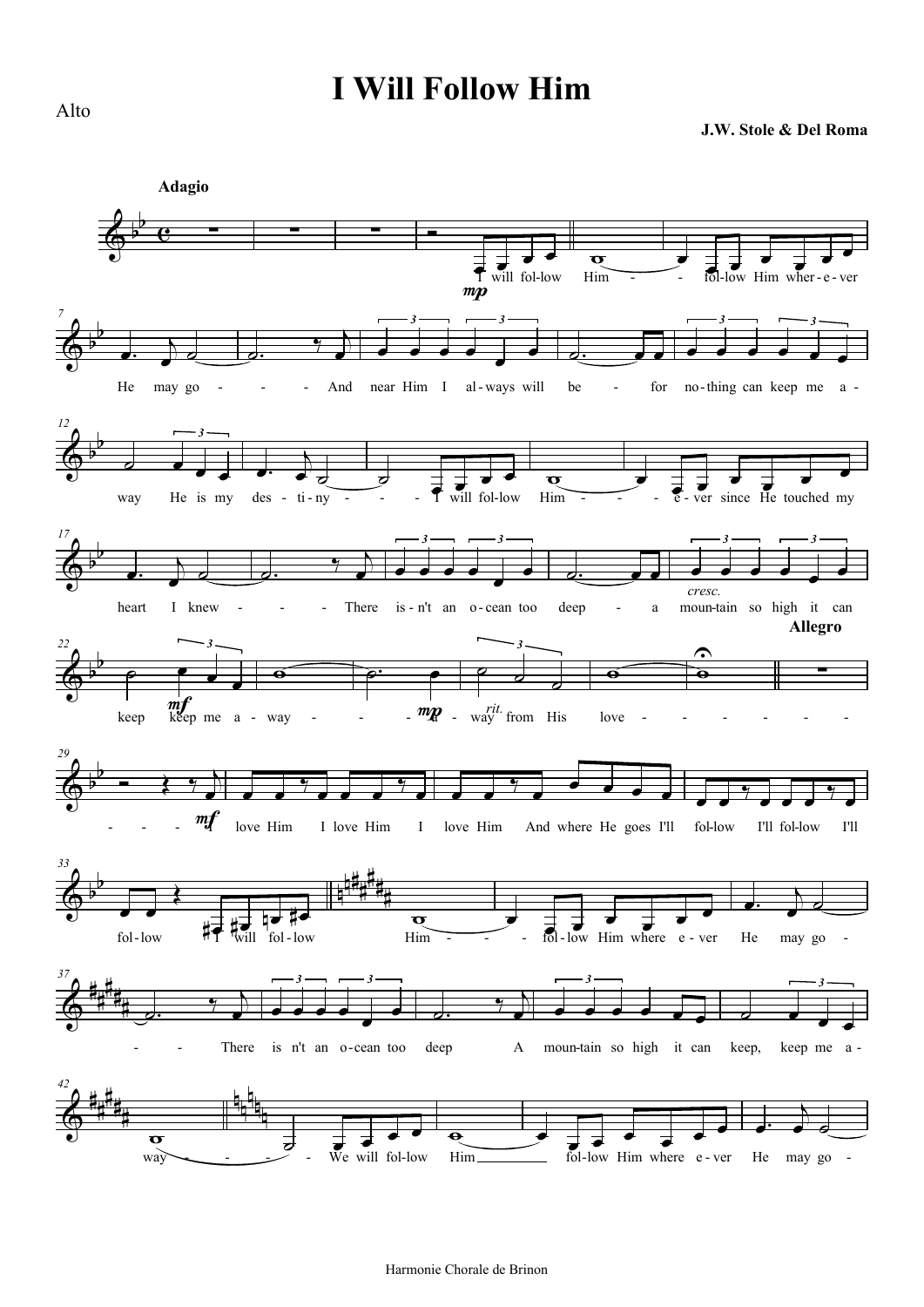Alto

# I Will Follow Him

**J.W. Stole & Del Roma**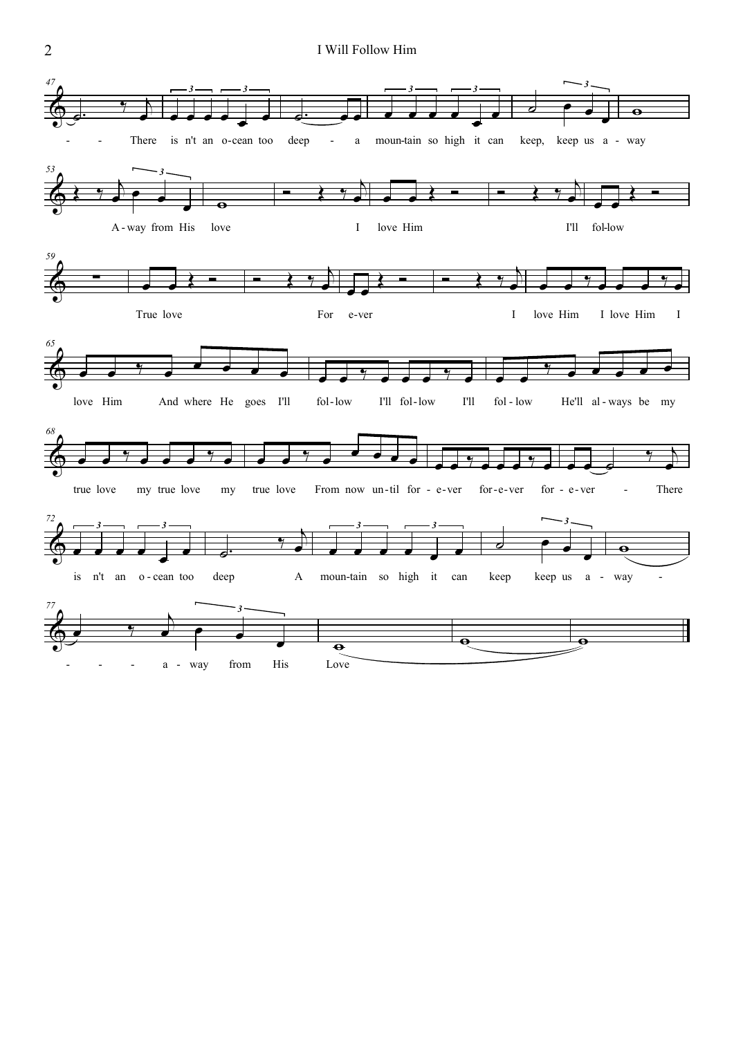- - There is n't an o-cean too deep - a moun-tain so high it can keep, keep us a - way

A-way from His love I love Him I'll fol-low

True love For e-ver I love Him I love Him I

love Him And where He goes I'll fol-low I'll fol-low I'll fol-low He'll al-ways be my

true love my true love my true love From now un-til for-e-ver for-e-ver for-e-ver - There

is n't an o-cean too deep A moun-tain so high it can keep keep us a - way -

- - - a - way from His Love